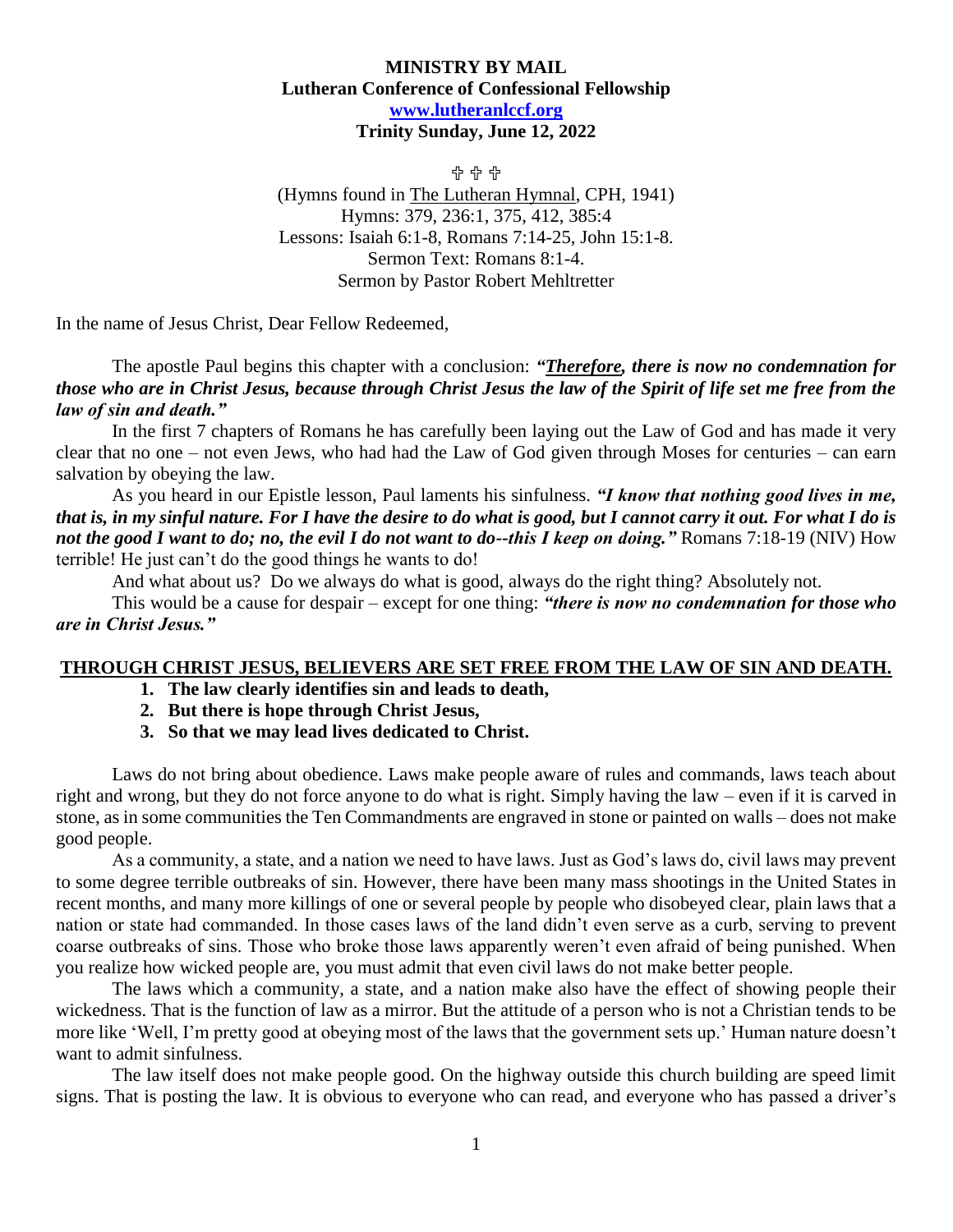**MINISTRY BY MAIL**
**Lutheran Conference of Confessional Fellowship**
**www.lutheranlccf.org**
**Trinity Sunday, June 12, 2022**

✞ ✞ ✞

(Hymns found in The Lutheran Hymnal, CPH, 1941)
Hymns: 379, 236:1, 375, 412, 385:4
Lessons: Isaiah 6:1-8, Romans 7:14-25, John 15:1-8.
Sermon Text: Romans 8:1-4.
Sermon by Pastor Robert Mehltretter

In the name of Jesus Christ, Dear Fellow Redeemed,

The apostle Paul begins this chapter with a conclusion: ***"Therefore, there is now no condemnation for those who are in Christ Jesus, because through Christ Jesus the law of the Spirit of life set me free from the law of sin and death."***

In the first 7 chapters of Romans he has carefully been laying out the Law of God and has made it very clear that no one – not even Jews, who had had the Law of God given through Moses for centuries – can earn salvation by obeying the law.

As you heard in our Epistle lesson, Paul laments his sinfulness. ***"I know that nothing good lives in me, that is, in my sinful nature. For I have the desire to do what is good, but I cannot carry it out. For what I do is not the good I want to do; no, the evil I do not want to do--this I keep on doing."*** Romans 7:18-19 (NIV) How terrible! He just can't do the good things he wants to do!

And what about us? Do we always do what is good, always do the right thing? Absolutely not.

This would be a cause for despair – except for one thing: ***"there is now no condemnation for those who are in Christ Jesus."***

**THROUGH CHRIST JESUS, BELIEVERS ARE SET FREE FROM THE LAW OF SIN AND DEATH.**

1. **The law clearly identifies sin and leads to death,**
2. **But there is hope through Christ Jesus,**
3. **So that we may lead lives dedicated to Christ.**

Laws do not bring about obedience. Laws make people aware of rules and commands, laws teach about right and wrong, but they do not force anyone to do what is right. Simply having the law – even if it is carved in stone, as in some communities the Ten Commandments are engraved in stone or painted on walls – does not make good people.

As a community, a state, and a nation we need to have laws. Just as God's laws do, civil laws may prevent to some degree terrible outbreaks of sin. However, there have been many mass shootings in the United States in recent months, and many more killings of one or several people by people who disobeyed clear, plain laws that a nation or state had commanded. In those cases laws of the land didn't even serve as a curb, serving to prevent coarse outbreaks of sins. Those who broke those laws apparently weren't even afraid of being punished. When you realize how wicked people are, you must admit that even civil laws do not make better people.

The laws which a community, a state, and a nation make also have the effect of showing people their wickedness. That is the function of law as a mirror. But the attitude of a person who is not a Christian tends to be more like 'Well, I'm pretty good at obeying most of the laws that the government sets up.' Human nature doesn't want to admit sinfulness.

The law itself does not make people good. On the highway outside this church building are speed limit signs. That is posting the law. It is obvious to everyone who can read, and everyone who has passed a driver's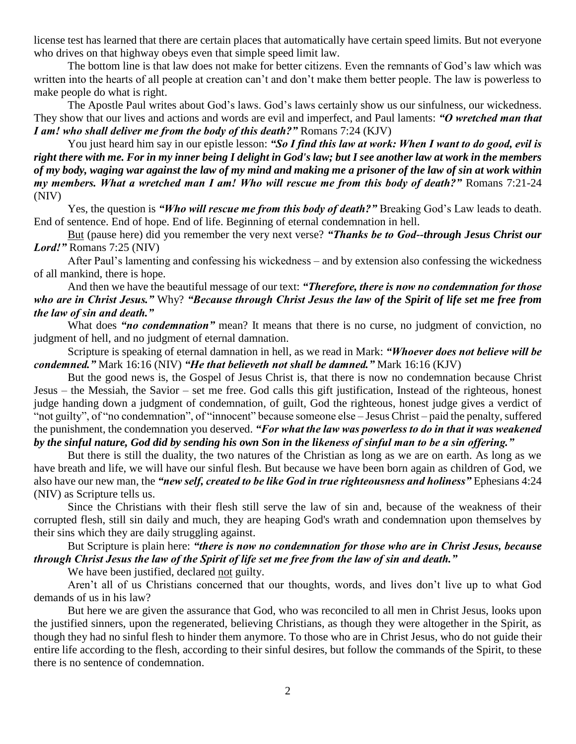license test has learned that there are certain places that automatically have certain speed limits. But not everyone who drives on that highway obeys even that simple speed limit law.

The bottom line is that law does not make for better citizens. Even the remnants of God's law which was written into the hearts of all people at creation can't and don't make them better people. The law is powerless to make people do what is right.

The Apostle Paul writes about God's laws. God's laws certainly show us our sinfulness, our wickedness. They show that our lives and actions and words are evil and imperfect, and Paul laments: ***"O wretched man that I am! who shall deliver me from the body of this death?"*** Romans 7:24 (KJV)

You just heard him say in our epistle lesson: ***"So I find this law at work: When I want to do good, evil is right there with me. For in my inner being I delight in God's law; but I see another law at work in the members of my body, waging war against the law of my mind and making me a prisoner of the law of sin at work within my members. What a wretched man I am! Who will rescue me from this body of death?"*** Romans 7:21-24 (NIV)

Yes, the question is ***"Who will rescue me from this body of death?"*** Breaking God's Law leads to death. End of sentence. End of hope. End of life. Beginning of eternal condemnation in hell.

<u>But</u> (pause here) did you remember the very next verse? ***"Thanks be to God--through Jesus Christ our Lord!"*** Romans 7:25 (NIV)

After Paul's lamenting and confessing his wickedness – and by extension also confessing the wickedness of all mankind, there is hope.

And then we have the beautiful message of our text: ***"Therefore, there is now no condemnation for those who are in Christ Jesus."*** Why? ***"Because through Christ Jesus the law of the Spirit of life set me free from the law of sin and death."***

What does ***"no condemnation"*** mean? It means that there is no curse, no judgment of conviction, no judgment of hell, and no judgment of eternal damnation.

Scripture is speaking of eternal damnation in hell, as we read in Mark: ***"Whoever does not believe will be condemned."*** Mark 16:16 (NIV) ***"He that believeth not shall be damned."*** Mark 16:16 (KJV)

But the good news is, the Gospel of Jesus Christ is, that there is now no condemnation because Christ Jesus – the Messiah, the Savior – set me free. God calls this gift justification, Instead of the righteous, honest judge handing down a judgment of condemnation, of guilt, God the righteous, honest judge gives a verdict of "not guilty", of "no condemnation", of "innocent" because someone else – Jesus Christ – paid the penalty, suffered the punishment, the condemnation you deserved. ***"For what the law was powerless to do in that it was weakened by the sinful nature, God did by sending his own Son in the likeness of sinful man to be a sin offering."***

But there is still the duality, the two natures of the Christian as long as we are on earth. As long as we have breath and life, we will have our sinful flesh. But because we have been born again as children of God, we also have our new man, the ***"new self, created to be like God in true righteousness and holiness"*** Ephesians 4:24 (NIV) as Scripture tells us.

Since the Christians with their flesh still serve the law of sin and, because of the weakness of their corrupted flesh, still sin daily and much, they are heaping God's wrath and condemnation upon themselves by their sins which they are daily struggling against.

But Scripture is plain here: ***"there is now no condemnation for those who are in Christ Jesus, because through Christ Jesus the law of the Spirit of life set me free from the law of sin and death."***

We have been justified, declared <u>not</u> guilty.

Aren't all of us Christians concerned that our thoughts, words, and lives don't live up to what God demands of us in his law?

But here we are given the assurance that God, who was reconciled to all men in Christ Jesus, looks upon the justified sinners, upon the regenerated, believing Christians, as though they were altogether in the Spirit, as though they had no sinful flesh to hinder them anymore. To those who are in Christ Jesus, who do not guide their entire life according to the flesh, according to their sinful desires, but follow the commands of the Spirit, to these there is no sentence of condemnation.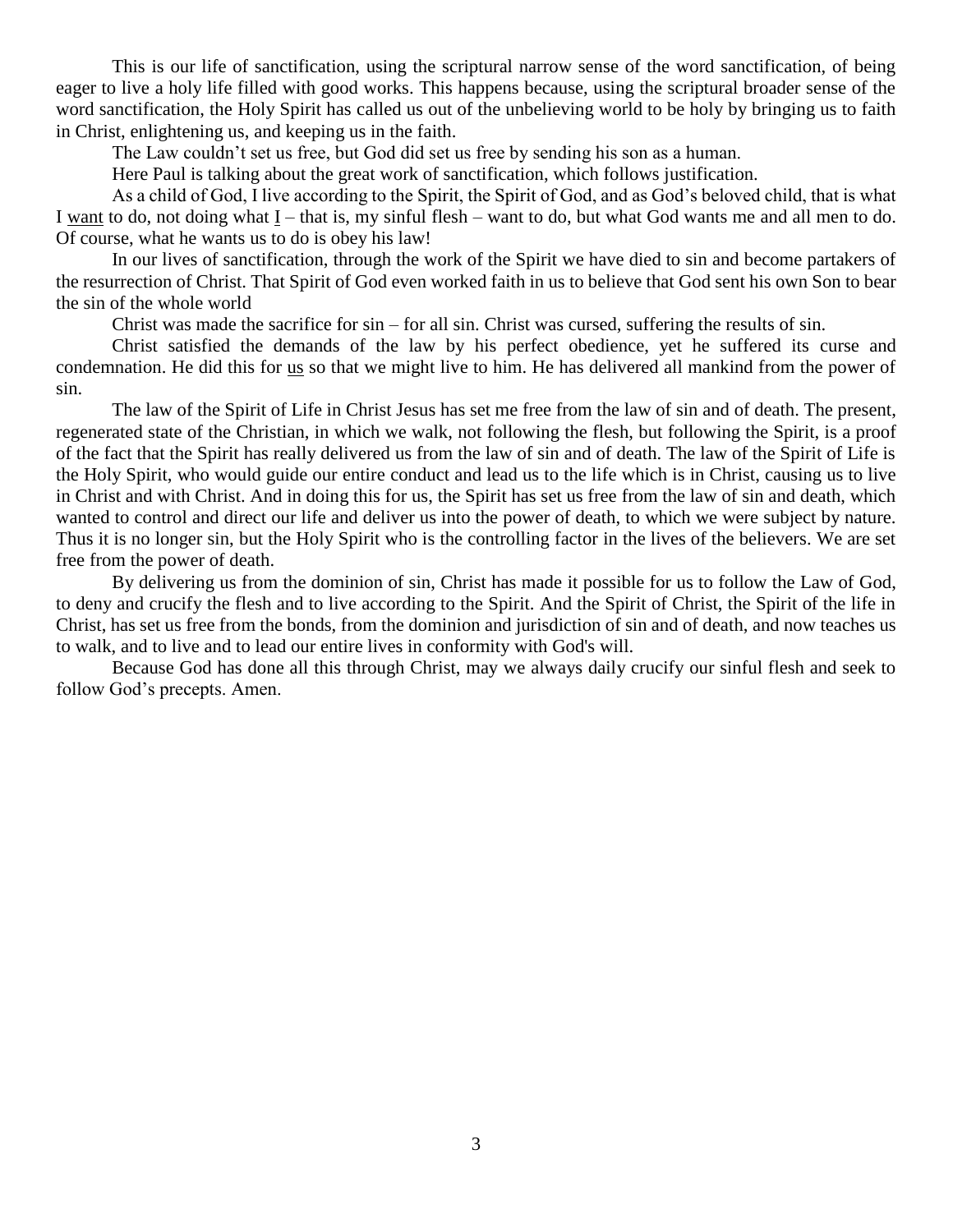This is our life of sanctification, using the scriptural narrow sense of the word sanctification, of being eager to live a holy life filled with good works. This happens because, using the scriptural broader sense of the word sanctification, the Holy Spirit has called us out of the unbelieving world to be holy by bringing us to faith in Christ, enlightening us, and keeping us in the faith.

The Law couldn't set us free, but God did set us free by sending his son as a human.

Here Paul is talking about the great work of sanctification, which follows justification.

As a child of God, I live according to the Spirit, the Spirit of God, and as God's beloved child, that is what I <u>want</u> to do, not doing what <u>I</u> – that is, my sinful flesh – want to do, but what God wants me and all men to do. Of course, what he wants us to do is obey his law!

In our lives of sanctification, through the work of the Spirit we have died to sin and become partakers of the resurrection of Christ. That Spirit of God even worked faith in us to believe that God sent his own Son to bear the sin of the whole world

Christ was made the sacrifice for sin – for all sin. Christ was cursed, suffering the results of sin.

Christ satisfied the demands of the law by his perfect obedience, yet he suffered its curse and condemnation. He did this for <u>us</u> so that we might live to him. He has delivered all mankind from the power of sin.

The law of the Spirit of Life in Christ Jesus has set me free from the law of sin and of death. The present, regenerated state of the Christian, in which we walk, not following the flesh, but following the Spirit, is a proof of the fact that the Spirit has really delivered us from the law of sin and of death. The law of the Spirit of Life is the Holy Spirit, who would guide our entire conduct and lead us to the life which is in Christ, causing us to live in Christ and with Christ. And in doing this for us, the Spirit has set us free from the law of sin and death, which wanted to control and direct our life and deliver us into the power of death, to which we were subject by nature. Thus it is no longer sin, but the Holy Spirit who is the controlling factor in the lives of the believers. We are set free from the power of death.

By delivering us from the dominion of sin, Christ has made it possible for us to follow the Law of God, to deny and crucify the flesh and to live according to the Spirit. And the Spirit of Christ, the Spirit of the life in Christ, has set us free from the bonds, from the dominion and jurisdiction of sin and of death, and now teaches us to walk, and to live and to lead our entire lives in conformity with God's will.

Because God has done all this through Christ, may we always daily crucify our sinful flesh and seek to follow God's precepts. Amen.